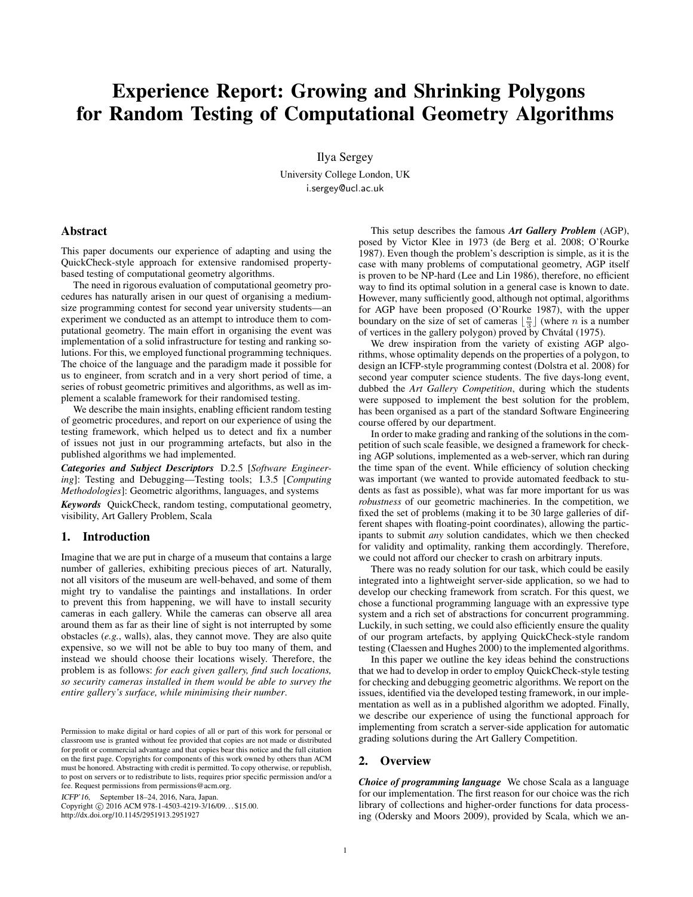# Experience Report: Growing and Shrinking Polygons for Random Testing of Computational Geometry Algorithms

Ilya Sergey

University College London, UK

i.sergey@ucl.ac.uk

## Abstract

This paper documents our experience of adapting and using the QuickCheck-style approach for extensive randomised property-based testing of computational geometry algorithms.

The need in rigorous evaluation of computational geometry procedures has naturally arisen in our quest of organising a medium-size programming contest for second year university students—an experiment we conducted as an attempt to introduce them to computational geometry. The main effort in organising the event was implementation of a solid infrastructure for testing and ranking solutions. For this, we employed functional programming techniques. The choice of the language and the paradigm made it possible for us to engineer, from scratch and in a very short period of time, a series of robust geometric primitives and algorithms, as well as implement a scalable framework for their randomised testing.

We describe the main insights, enabling efficient random testing of geometric procedures, and report on our experience of using the testing framework, which helped us to detect and fix a number of issues not just in our programming artefacts, but also in the published algorithms we had implemented.

***Categories and Subject Descriptors*** D.2.5 [*Software Engineering*]: Testing and Debugging—Testing tools; I.3.5 [*Computing Methodologies*]: Geometric algorithms, languages, and systems

***Keywords*** QuickCheck, random testing, computational geometry, visibility, Art Gallery Problem, Scala

## 1. Introduction

Imagine that we are put in charge of a museum that contains a large number of galleries, exhibiting precious pieces of art. Naturally, not all visitors of the museum are well-behaved, and some of them might try to vandalise the paintings and installations. In order to prevent this from happening, we will have to install security cameras in each gallery. While the cameras can observe all area around them as far as their line of sight is not interrupted by some obstacles (*e.g.*, walls), alas, they cannot move. They are also quite expensive, so we will not be able to buy too many of them, and instead we should choose their locations wisely. Therefore, the problem is as follows: *for each given gallery, find such locations, so security cameras installed in them would be able to survey the entire gallery's surface, while minimising their number*.

This setup describes the famous ***Art Gallery Problem*** (AGP), posed by Victor Klee in 1973 (de Berg et al. 2008; O'Rourke 1987). Even though the problem's description is simple, as it is the case with many problems of computational geometry, AGP itself is proven to be NP-hard (Lee and Lin 1986), therefore, no efficient way to find its optimal solution in a general case is known to date. However, many sufficiently good, although not optimal, algorithms for AGP have been proposed (O'Rourke 1987), with the upper boundary on the size of set of cameras $\lfloor \frac{n}{3} \rfloor$ (where $n$ is a number of vertices in the gallery polygon) proved by Chvátal (1975).

We drew inspiration from the variety of existing AGP algorithms, whose optimality depends on the properties of a polygon, to design an ICFP-style programming contest (Dolstra et al. 2008) for second year computer science students. The five days-long event, dubbed the *Art Gallery Competition*, during which the students were supposed to implement the best solution for the problem, has been organised as a part of the standard Software Engineering course offered by our department.

In order to make grading and ranking of the solutions in the competition of such scale feasible, we designed a framework for checking AGP solutions, implemented as a web-server, which ran during the time span of the event. While efficiency of solution checking was important (we wanted to provide automated feedback to students as fast as possible), what was far more important for us was *robustness* of our geometric machineries. In the competition, we fixed the set of problems (making it to be 30 large galleries of different shapes with floating-point coordinates), allowing the participants to submit *any* solution candidates, which we then checked for validity and optimality, ranking them accordingly. Therefore, we could not afford our checker to crash on arbitrary inputs.

There was no ready solution for our task, which could be easily integrated into a lightweight server-side application, so we had to develop our checking framework from scratch. For this quest, we chose a functional programming language with an expressive type system and a rich set of abstractions for concurrent programming. Luckily, in such setting, we could also efficiently ensure the quality of our program artefacts, by applying QuickCheck-style random testing (Claessen and Hughes 2000) to the implemented algorithms.

In this paper we outline the key ideas behind the constructions that we had to develop in order to employ QuickCheck-style testing for checking and debugging geometric algorithms. We report on the issues, identified via the developed testing framework, in our implementation as well as in a published algorithm we adopted. Finally, we describe our experience of using the functional approach for implementing from scratch a server-side application for automatic grading solutions during the Art Gallery Competition.

## 2. Overview

***Choice of programming language*** We chose Scala as a language for our implementation. The first reason for our choice was the rich library of collections and higher-order functions for data processing (Odersky and Moors 2009), provided by Scala, which we an-

Permission to make digital or hard copies of all or part of this work for personal or classroom use is granted without fee provided that copies are not made or distributed for profit or commercial advantage and that copies bear this notice and the full citation on the first page. Copyrights for components of this work owned by others than ACM must be honored. Abstracting with credit is permitted. To copy otherwise, or republish, to post on servers or to redistribute to lists, requires prior specific permission and/or a fee. Request permissions from permissions@acm.org.

*ICFP'16*, September 18–24, 2016, Nara, Japan.
Copyright © 2016 ACM 978-1-4503-4219-3/16/09... $15.00.
http://dx.doi.org/10.1145/2951913.2951927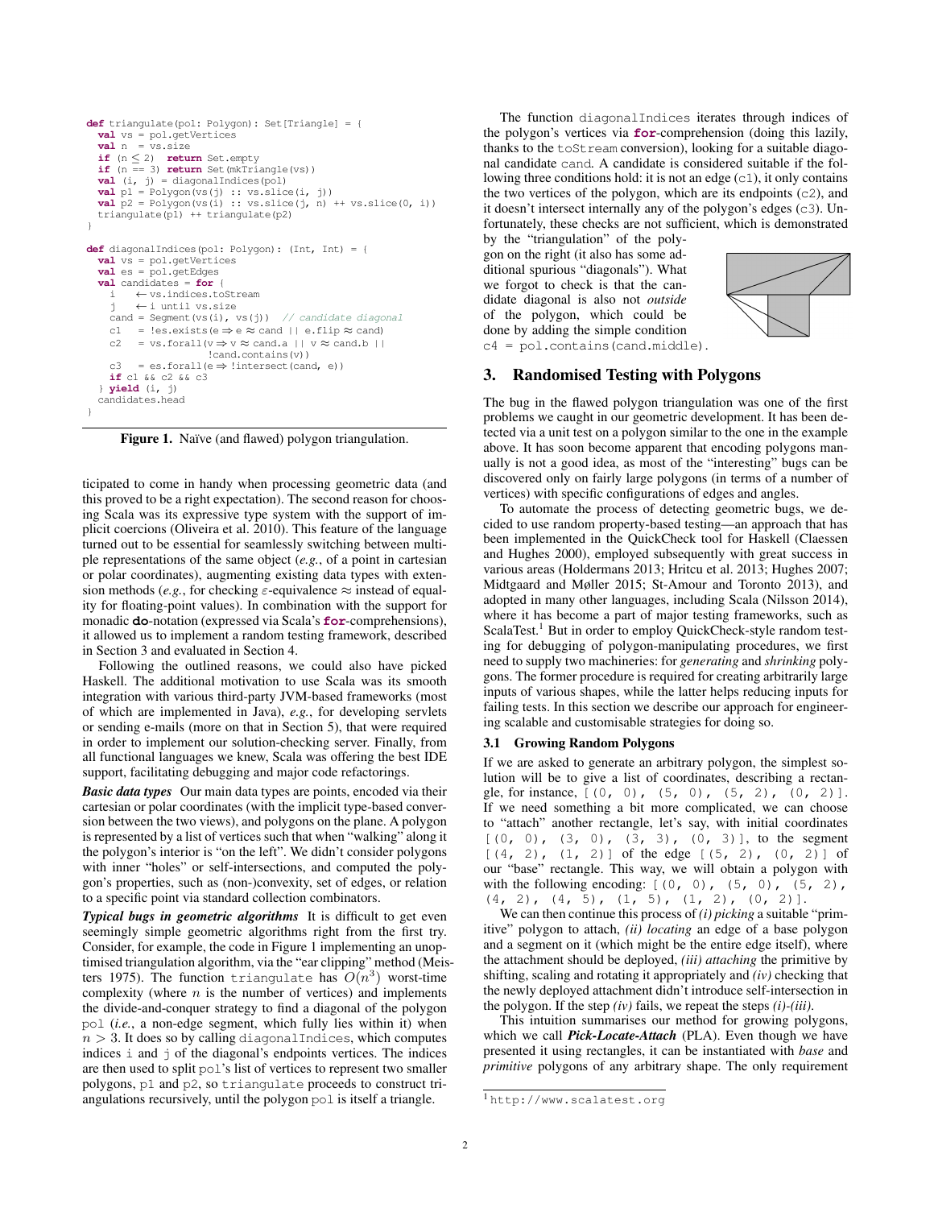```
def triangulate(pol: Polygon): Set[Triangle] = {
  val vs = pol.getVertices
  val n  = vs.size
  if (n ≤ 2)  return Set.empty
  if (n == 3) return Set(mkTriangle(vs))
  val (i, j) = diagonalIndices(pol)
  val p1 = Polygon(vs(j) :: vs.slice(i, j))
  val p2 = Polygon(vs(i) :: vs.slice(j, n) ++ vs.slice(0, i))
  triangulate(p1) ++ triangulate(p2)
}

def diagonalIndices(pol: Polygon): (Int, Int) = {
  val vs = pol.getVertices
  val es = pol.getEdges
  val candidates = for {
    i    ← vs.indices.toStream
    j    ← i until vs.size
    cand = Segment(vs(i), vs(j))  // candidate diagonal
    c1   = !es.exists(e ⇒ e ≈ cand || e.flip ≈ cand)
    c2   = vs.forall(v ⇒ v ≈ cand.a || v ≈ cand.b ||
                    !cand.contains(v))
    c3   = es.forall(e ⇒ !intersect(cand, e))
    if c1 && c2 && c3
  } yield (i, j)
  candidates.head
}
```

**Figure 1.** Naïve (and flawed) polygon triangulation.

ticipated to come in handy when processing geometric data (and this proved to be a right expectation). The second reason for choosing Scala was its expressive type system with the support of implicit coercions (Oliveira et al. 2010). This feature of the language turned out to be essential for seamlessly switching between multiple representations of the same object (*e.g.*, of a point in cartesian or polar coordinates), augmenting existing data types with extension methods (*e.g.*, for checking $\varepsilon$-equivalence $\approx$ instead of equality for floating-point values). In combination with the support for monadic **do**-notation (expressed via Scala's **for**-comprehensions), it allowed us to implement a random testing framework, described in Section 3 and evaluated in Section 4.

Following the outlined reasons, we could also have picked Haskell. The additional motivation to use Scala was its smooth integration with various third-party JVM-based frameworks (most of which are implemented in Java), *e.g.*, for developing servlets or sending e-mails (more on that in Section 5), that were required in order to implement our solution-checking server. Finally, from all functional languages we knew, Scala was offering the best IDE support, facilitating debugging and major code refactorings.

***Basic data types*** Our main data types are points, encoded via their cartesian or polar coordinates (with the implicit type-based conversion between the two views), and polygons on the plane. A polygon is represented by a list of vertices such that when "walking" along it the polygon's interior is "on the left". We didn't consider polygons with inner "holes" or self-intersections, and computed the polygon's properties, such as (non-)convexity, set of edges, or relation to a specific point via standard collection combinators.

***Typical bugs in geometric algorithms*** It is difficult to get even seemingly simple geometric algorithms right from the first try. Consider, for example, the code in Figure 1 implementing an unoptimised triangulation algorithm, via the "ear clipping" method (Meisters 1975). The function `triangulate` has $O(n^3)$ worst-time complexity (where $n$ is the number of vertices) and implements the divide-and-conquer strategy to find a diagonal of the polygon `pol` (*i.e.*, a non-edge segment, which fully lies within it) when $n > 3$. It does so by calling `diagonalIndices`, which computes indices `i` and `j` of the diagonal's endpoints vertices. The indices are then used to split `pol`'s list of vertices to represent two smaller polygons, `p1` and `p2`, so `triangulate` proceeds to construct triangulations recursively, until the polygon `pol` is itself a triangle.

The function `diagonalIndices` iterates through indices of the polygon's vertices via **for**-comprehension (doing this lazily, thanks to the `toStream` conversion), looking for a suitable diagonal candidate `cand`. A candidate is considered suitable if the following three conditions hold: it is not an edge (`c1`), it only contains the two vertices of the polygon, which are its endpoints (`c2`), and it doesn't intersect internally any of the polygon's edges (`c3`). Unfortunately, these checks are not sufficient, which is demonstrated by the "triangulation" of the polygon on the right (it also has some additional spurious "diagonals"). What we forgot to check is that the candidate diagonal is also not *outside* of the polygon, which could be done by adding the simple condition `c4 = pol.contains(cand.middle)`.

## 3. Randomised Testing with Polygons

The bug in the flawed polygon triangulation was one of the first problems we caught in our geometric development. It has been detected via a unit test on a polygon similar to the one in the example above. It has soon become apparent that encoding polygons manually is not a good idea, as most of the "interesting" bugs can be discovered only on fairly large polygons (in terms of a number of vertices) with specific configurations of edges and angles.

To automate the process of detecting geometric bugs, we decided to use random property-based testing—an approach that has been implemented in the QuickCheck tool for Haskell (Claessen and Hughes 2000), employed subsequently with great success in various areas (Holdermans 2013; Hritcu et al. 2013; Hughes 2007; Midtgaard and Møller 2015; St-Amour and Toronto 2013), and adopted in many other languages, including Scala (Nilsson 2014), where it has become a part of major testing frameworks, such as ScalaTest.[1] But in order to employ QuickCheck-style random testing for debugging of polygon-manipulating procedures, we first need to supply two machineries: for *generating* and *shrinking* polygons. The former procedure is required for creating arbitrarily large inputs of various shapes, while the latter helps reducing inputs for failing tests. In this section we describe our approach for engineering scalable and customisable strategies for doing so.

### 3.1 Growing Random Polygons

If we are asked to generate an arbitrary polygon, the simplest solution will be to give a list of coordinates, describing a rectangle, for instance, `[(0, 0), (5, 0), (5, 2), (0, 2)]`. If we need something a bit more complicated, we can choose to "attach" another rectangle, let's say, with initial coordinates `[(0, 0), (3, 0), (3, 3), (0, 3)]`, to the segment `[(4, 2), (1, 2)]` of the edge `[(5, 2), (0, 2)]` of our "base" rectangle. This way, we will obtain a polygon with with the following encoding: `[(0, 0), (5, 0), (5, 2), (4, 2), (4, 5), (1, 5), (1, 2), (0, 2)]`.

We can then continue this process of *(i) picking* a suitable "primitive" polygon to attach, *(ii) locating* an edge of a base polygon and a segment on it (which might be the entire edge itself), where the attachment should be deployed, *(iii) attaching* the primitive by shifting, scaling and rotating it appropriately and *(iv)* checking that the newly deployed attachment didn't introduce self-intersection in the polygon. If the step *(iv)* fails, we repeat the steps *(i)*-*(iii)*.

This intuition summarises our method for growing polygons, which we call ***Pick-Locate-Attach*** (PLA). Even though we have presented it using rectangles, it can be instantiated with *base* and *primitive* polygons of any arbitrary shape. The only requirement

[1] http://www.scalatest.org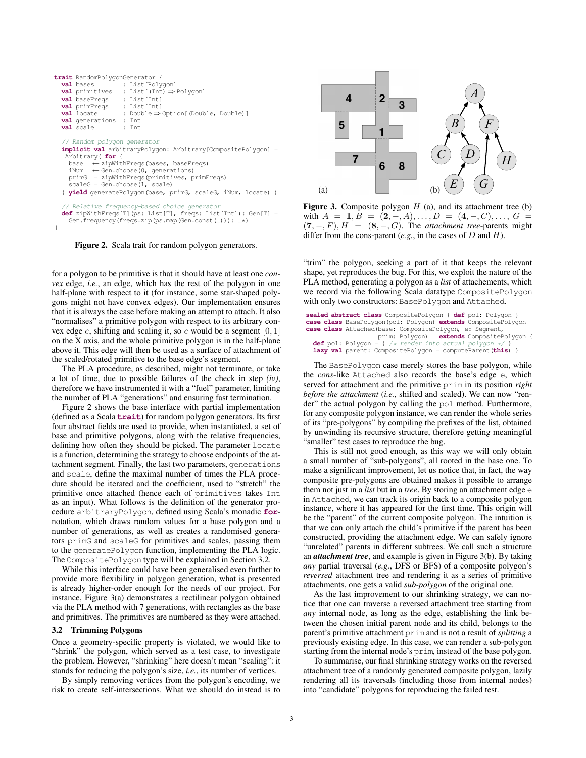```scala
trait RandomPolygonGenerator {
  val bases         : List[Polygon]
  val primitives    : List[(Int) ⇒ Polygon]
  val baseFreqs     : List[Int]
  val primFreqs     : List[Int]
  val locate        : Double ⇒ Option[(Double, Double)]
  val generations   : Int
  val scale         : Int

  // Random polygon generator
  implicit val arbitraryPolygon: Arbitrary[CompositePolygon] =
   Arbitrary( for {
    base   ← zipWithFreqs(bases, baseFreqs)
    iNum   ← Gen.choose(0, generations)
    primG  = zipWithFreqs(primitives, primFreqs)
    scaleG = Gen.choose(1, scale)
  } yield generatePolygon(base, primG, scaleG, iNum, locate) )

  // Relative frequency-based choice generator
  def zipWithFreqs[T](ps: List[T], freqs: List[Int]): Gen[T] =
    Gen.frequency(freqs.zip(ps.map(Gen.const(_))): _*)
}
```

**Figure 2.** Scala trait for random polygon generators.

for a polygon to be primitive is that it should have at least one *convex* edge, *i.e.*, an edge, which has the rest of the polygon in one half-plane with respect to it (for instance, some star-shaped polygons might not have convex edges). Our implementation ensures that it is always the case before making an attempt to attach. It also "normalises" a primitive polygon with respect to its arbitrary convex edge $e$, shifting and scaling it, so $e$ would be a segment $[0, 1]$ on the X axis, and the whole primitive polygon is in the half-plane above it. This edge will then be used as a surface of attachment of the scaled/rotated primitive to the base edge's segment.

The PLA procedure, as described, might not terminate, or take a lot of time, due to possible failures of the check in step *(iv)*, therefore we have instrumented it with a "fuel" parameter, limiting the number of PLA "generations" and ensuring fast termination.

Figure 2 shows the base interface with partial implementation (defined as a Scala **trait**) for random polygon generators. Its first four abstract fields are used to provide, when instantiated, a set of base and primitive polygons, along with the relative frequencies, defining how often they should be picked. The parameter `locate` is a function, determining the strategy to choose endpoints of the attachment segment. Finally, the last two parameters, `generations` and `scale`, define the maximal number of times the PLA procedure should be iterated and the coefficient, used to "stretch" the primitive once attached (hence each of `primitives` takes `Int` as an input). What follows is the definition of the generator procedure `arbitraryPolygon`, defined using Scala's monadic **for**-notation, which draws random values for a base polygon and a number of generations, as well as creates a randomised generators `primG` and `scaleG` for primitives and scales, passing them to the `generatePolygon` function, implementing the PLA logic. The `CompositePolygon` type will be explained in Section 3.2.

While this interface could have been generalised even further to provide more flexibility in polygon generation, what is presented is already higher-order enough for the needs of our project. For instance, Figure 3(a) demonstrates a rectilinear polygon obtained via the PLA method with 7 generations, with rectangles as the base and primitives. The primitives are numbered as they were attached.

### 3.2 Trimming Polygons

Once a geometry-specific property is violated, we would like to "shrink" the polygon, which served as a test case, to investigate the problem. However, "shrinking" here doesn't mean "scaling": it stands for reducing the polygon's size, *i.e.*, its number of vertices.

By simply removing vertices from the polygon's encoding, we risk to create self-intersections. What we should do instead is to "trim" the polygon, seeking a part of it that keeps the relevant shape, yet reproduces the bug. For this, we exploit the nature of the PLA method, generating a polygon as a *list* of attachements, which we record via the following Scala datatype `CompositePolygon` with only two constructors: `BasePolygon` and `Attached`.

**Figure 3.** Composite polygon $H$ (a), and its attachment tree (b) with $A = \mathbf{1}, B = (\mathbf{2}, -, A), \ldots, D = (\mathbf{4}, -, C), \ldots, G = (\mathbf{7}, -, F), H = (\mathbf{8}, -, G)$. The *attachment tree*-parents might differ from the cons-parent (*e.g.*, in the cases of $D$ and $H$).

```scala
sealed abstract class CompositePolygon { def pol: Polygon }
case class BasePolygon(pol: Polygon) extends CompositePolygon
case class Attached(base: CompositePolygon, e: Segment,
                    prim: Polygon)    extends CompositePolygon {
  def pol: Polygon = { /* render into actual polygon */ }
  lazy val parent: CompositePolygon = computeParent(this) }
```

The `BasePolygon` case merely stores the base polygon, while the *cons*-like `Attached` also records the base's edge `e`, which served for attachment and the primitive `prim` in its position *right before the attachment* (*i.e.*, shifted and scaled). We can now "render" the actual polygon by calling the `pol` method. Furthermore, for any composite polygon instance, we can render the whole series of its "pre-polygons" by compiling the prefixes of the list, obtained by unwinding its recursive structure, therefore getting meaningful "smaller" test cases to reproduce the bug.

This is still not good enough, as this way we will only obtain a small number of "sub-polygons", all rooted in the base one. To make a significant improvement, let us notice that, in fact, the way composite pre-polygons are obtained makes it possible to arrange them not just in a *list* but in a *tree*. By storing an attachment edge `e` in `Attached`, we can track its origin back to a composite polygon instance, where it has appeared for the first time. This origin will be the "parent" of the current composite polygon. The intuition is that we can only attach the child's primitive if the parent has been constructed, providing the attachment edge. We can safely ignore "unrelated" parents in different subtrees. We call such a structure an ***attachment tree***, and example is given in Figure 3(b). By taking *any* partial traversal (*e.g.*, DFS or BFS) of a composite polygon's *reversed* attachment tree and rendering it as a series of primitive attachments, one gets a valid *sub-polygon* of the original one.

As the last improvement to our shrinking strategy, we can notice that one can traverse a reversed attachment tree starting from *any* internal node, as long as the edge, establishing the link between the chosen initial parent node and its child, belongs to the parent's primitive attachment `prim` and is not a result of *splitting* a previously existing edge. In this case, we can render a sub-polygon starting from the internal node's `prim`, instead of the base polygon.

To summarise, our final shrinking strategy works on the reversed attachment tree of a randomly generated composite polygon, lazily rendering all its traversals (including those from internal nodes) into "candidate" polygons for reproducing the failed test.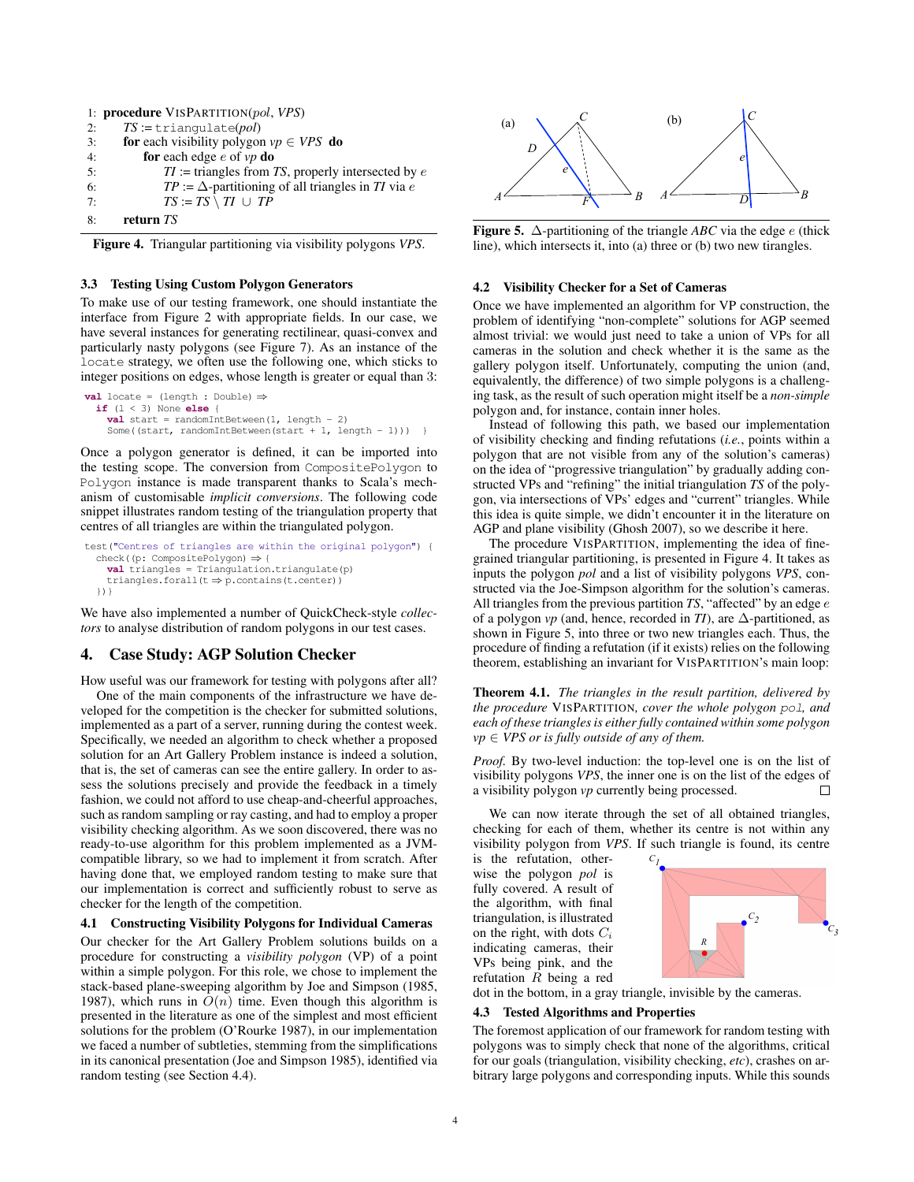```
1: procedure VISPARTITION(pol, VPS)
2:     TS := triangulate(pol)
3:     for each visibility polygon vp ∈ VPS do
4:         for each edge e of vp do
5:             TI := triangles from TS, properly intersected by e
6:             TP := Δ-partitioning of all triangles in TI via e
7:             TS := TS \ TI ∪ TP
8:     return TS
```

**Figure 4.** Triangular partitioning via visibility polygons *VPS*.

### 3.3 Testing Using Custom Polygon Generators

To make use of our testing framework, one should instantiate the interface from Figure 2 with appropriate fields. In our case, we have several instances for generating rectilinear, quasi-convex and particularly nasty polygons (see Figure 7). As an instance of the `locate` strategy, we often use the following one, which sticks to integer positions on edges, whose length is greater or equal than 3:

```
val locate = (length : Double) ⇒
  if (l < 3) None else {
    val start = randomIntBetween(1, length - 2)
    Some((start, randomIntBetween(start + 1, length - 1)))  }
```

Once a polygon generator is defined, it can be imported into the testing scope. The conversion from `CompositePolygon` to `Polygon` instance is made transparent thanks to Scala's mechanism of customisable *implicit conversions*. The following code snippet illustrates random testing of the triangulation property that centres of all triangles are within the triangulated polygon.

```
test("Centres of triangles are within the original polygon") {
  check((p: CompositePolygon) ⇒ {
    val triangles = Triangulation.triangulate(p)
    triangles.forall(t ⇒ p.contains(t.center))
  })}
```

We have also implemented a number of QuickCheck-style *collectors* to analyse distribution of random polygons in our test cases.

## 4. Case Study: AGP Solution Checker

How useful was our framework for testing with polygons after all?

One of the main components of the infrastructure we have developed for the competition is the checker for submitted solutions, implemented as a part of a server, running during the contest week. Specifically, we needed an algorithm to check whether a proposed solution for an Art Gallery Problem instance is indeed a solution, that is, the set of cameras can see the entire gallery. In order to assess the solutions precisely and provide the feedback in a timely fashion, we could not afford to use cheap-and-cheerful approaches, such as random sampling or ray casting, and had to employ a proper visibility checking algorithm. As we soon discovered, there was no ready-to-use algorithm for this problem implemented as a JVM-compatible library, so we had to implement it from scratch. After having done that, we employed random testing to make sure that our implementation is correct and sufficiently robust to serve as checker for the length of the competition.

### 4.1 Constructing Visibility Polygons for Individual Cameras

Our checker for the Art Gallery Problem solutions builds on a procedure for constructing a *visibility polygon* (VP) of a point within a simple polygon. For this role, we chose to implement the stack-based plane-sweeping algorithm by Joe and Simpson (1985, 1987), which runs in $O(n)$ time. Even though this algorithm is presented in the literature as one of the simplest and most efficient solutions for the problem (O'Rourke 1987), in our implementation we faced a number of subtleties, stemming from the simplifications in its canonical presentation (Joe and Simpson 1985), identified via random testing (see Section 4.4).

**Figure 5.** $\Delta$-partitioning of the triangle *ABC* via the edge $e$ (thick line), which intersects it, into (a) three or (b) two new tirangles.

### 4.2 Visibility Checker for a Set of Cameras

Once we have implemented an algorithm for VP construction, the problem of identifying "non-complete" solutions for AGP seemed almost trivial: we would just need to take a union of VPs for all cameras in the solution and check whether it is the same as the gallery polygon itself. Unfortunately, computing the union (and, equivalently, the difference) of two simple polygons is a challenging task, as the result of such operation might itself be a *non-simple* polygon and, for instance, contain inner holes.

Instead of following this path, we based our implementation of visibility checking and finding refutations (*i.e.*, points within a polygon that are not visible from any of the solution's cameras) on the idea of "progressive triangulation" by gradually adding constructed VPs and "refining" the initial triangulation *TS* of the polygon, via intersections of VPs' edges and "current" triangles. While this idea is quite simple, we didn't encounter it in the literature on AGP and plane visibility (Ghosh 2007), so we describe it here.

The procedure VISPARTITION, implementing the idea of fine-grained triangular partitioning, is presented in Figure 4. It takes as inputs the polygon *pol* and a list of visibility polygons *VPS*, constructed via the Joe-Simpson algorithm for the solution's cameras. All triangles from the previous partition *TS*, "affected" by an edge $e$ of a polygon *vp* (and, hence, recorded in *TI*), are $\Delta$-partitioned, as shown in Figure 5, into three or two new triangles each. Thus, the procedure of finding a refutation (if it exists) relies on the following theorem, establishing an invariant for VISPARTITION's main loop:

**Theorem 4.1.** *The triangles in the result partition, delivered by the procedure* VISPARTITION*, cover the whole polygon* `pol`*, and each of these triangles is either fully contained within some polygon* $vp \in VPS$ *or is fully outside of any of them.*

*Proof.* By two-level induction: the top-level one is on the list of visibility polygons *VPS*, the inner one is on the list of the edges of a visibility polygon *vp* currently being processed. □

We can now iterate through the set of all obtained triangles, checking for each of them, whether its centre is not within any visibility polygon from *VPS*. If such triangle is found, its centre is the refutation, otherwise the polygon *pol* is fully covered. A result of the algorithm, with final triangulation, is illustrated on the right, with dots $C_i$ indicating cameras, their VPs being pink, and the refutation $R$ being a red dot in the bottom, in a gray triangle, invisible by the cameras.

### 4.3 Tested Algorithms and Properties

The foremost application of our framework for random testing with polygons was to simply check that none of the algorithms, critical for our goals (triangulation, visibility checking, *etc*), crashes on arbitrary large polygons and corresponding inputs. While this sounds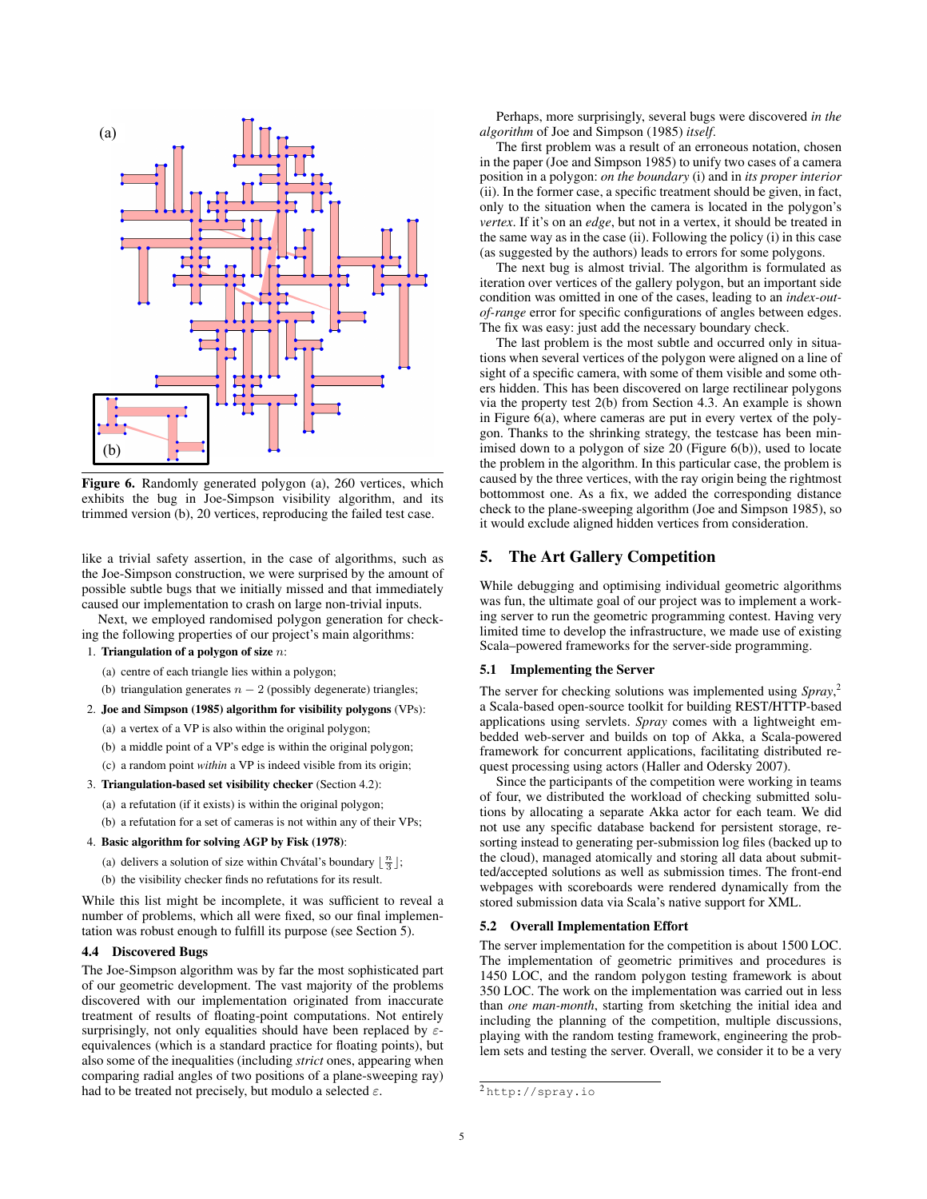Figure 6. Randomly generated polygon (a), 260 vertices, which exhibits the bug in Joe-Simpson visibility algorithm, and its trimmed version (b), 20 vertices, reproducing the failed test case.

like a trivial safety assertion, in the case of algorithms, such as the Joe-Simpson construction, we were surprised by the amount of possible subtle bugs that we initially missed and that immediately caused our implementation to crash on large non-trivial inputs.

Next, we employed randomised polygon generation for checking the following properties of our project's main algorithms:

1. **Triangulation of a polygon of size** $n$:
   (a) centre of each triangle lies within a polygon;
   (b) triangulation generates $n-2$ (possibly degenerate) triangles;
2. **Joe and Simpson (1985) algorithm for visibility polygons** (VPs):
   (a) a vertex of a VP is also within the original polygon;
   (b) a middle point of a VP's edge is within the original polygon;
   (c) a random point *within* a VP is indeed visible from its origin;
3. **Triangulation-based set visibility checker** (Section 4.2):
   (a) a refutation (if it exists) is within the original polygon;
   (b) a refutation for a set of cameras is not within any of their VPs;
4. **Basic algorithm for solving AGP by Fisk (1978)**:
   (a) delivers a solution of size within Chvátal's boundary $\lfloor \frac{n}{3} \rfloor$;
   (b) the visibility checker finds no refutations for its result.

While this list might be incomplete, it was sufficient to reveal a number of problems, which all were fixed, so our final implementation was robust enough to fulfill its purpose (see Section 5).

### 4.4 Discovered Bugs

The Joe-Simpson algorithm was by far the most sophisticated part of our geometric development. The vast majority of the problems discovered with our implementation originated from inaccurate treatment of results of floating-point computations. Not entirely surprisingly, not only equalities should have been replaced by $\varepsilon$-equivalences (which is a standard practice for floating points), but also some of the inequalities (including *strict* ones, appearing when comparing radial angles of two positions of a plane-sweeping ray) had to be treated not precisely, but modulo a selected $\varepsilon$.

Perhaps, more surprisingly, several bugs were discovered *in the algorithm* of Joe and Simpson (1985) *itself*.

The first problem was a result of an erroneous notation, chosen in the paper (Joe and Simpson 1985) to unify two cases of a camera position in a polygon: *on the boundary* (i) and in *its proper interior* (ii). In the former case, a specific treatment should be given, in fact, only to the situation when the camera is located in the polygon's *vertex*. If it's on an *edge*, but not in a vertex, it should be treated in the same way as in the case (ii). Following the policy (i) in this case (as suggested by the authors) leads to errors for some polygons.

The next bug is almost trivial. The algorithm is formulated as iteration over vertices of the gallery polygon, but an important side condition was omitted in one of the cases, leading to an *index-out-of-range* error for specific configurations of angles between edges. The fix was easy: just add the necessary boundary check.

The last problem is the most subtle and occurred only in situations when several vertices of the polygon were aligned on a line of sight of a specific camera, with some of them visible and some others hidden. This has been discovered on large rectilinear polygons via the property test 2(b) from Section 4.3. An example is shown in Figure 6(a), where cameras are put in every vertex of the polygon. Thanks to the shrinking strategy, the testcase has been minimised down to a polygon of size 20 (Figure 6(b)), used to locate the problem in the algorithm. In this particular case, the problem is caused by the three vertices, with the ray origin being the rightmost bottommost one. As a fix, we added the corresponding distance check to the plane-sweeping algorithm (Joe and Simpson 1985), so it would exclude aligned hidden vertices from consideration.

## 5. The Art Gallery Competition

While debugging and optimising individual geometric algorithms was fun, the ultimate goal of our project was to implement a working server to run the geometric programming contest. Having very limited time to develop the infrastructure, we made use of existing Scala–powered frameworks for the server-side programming.

### 5.1 Implementing the Server

The server for checking solutions was implemented using *Spray*,[2] a Scala-based open-source toolkit for building REST/HTTP-based applications using servlets. *Spray* comes with a lightweight embedded web-server and builds on top of Akka, a Scala-powered framework for concurrent applications, facilitating distributed request processing using actors (Haller and Odersky 2007).

Since the participants of the competition were working in teams of four, we distributed the workload of checking submitted solutions by allocating a separate Akka actor for each team. We did not use any specific database backend for persistent storage, resorting instead to generating per-submission log files (backed up to the cloud), managed atomically and storing all data about submitted/accepted solutions as well as submission times. The front-end webpages with scoreboards were rendered dynamically from the stored submission data via Scala's native support for XML.

### 5.2 Overall Implementation Effort

The server implementation for the competition is about 1500 LOC. The implementation of geometric primitives and procedures is 1450 LOC, and the random polygon testing framework is about 350 LOC. The work on the implementation was carried out in less than *one man-month*, starting from sketching the initial idea and including the planning of the competition, multiple discussions, playing with the random testing framework, engineering the problem sets and testing the server. Overall, we consider it to be a very

[2] http://spray.io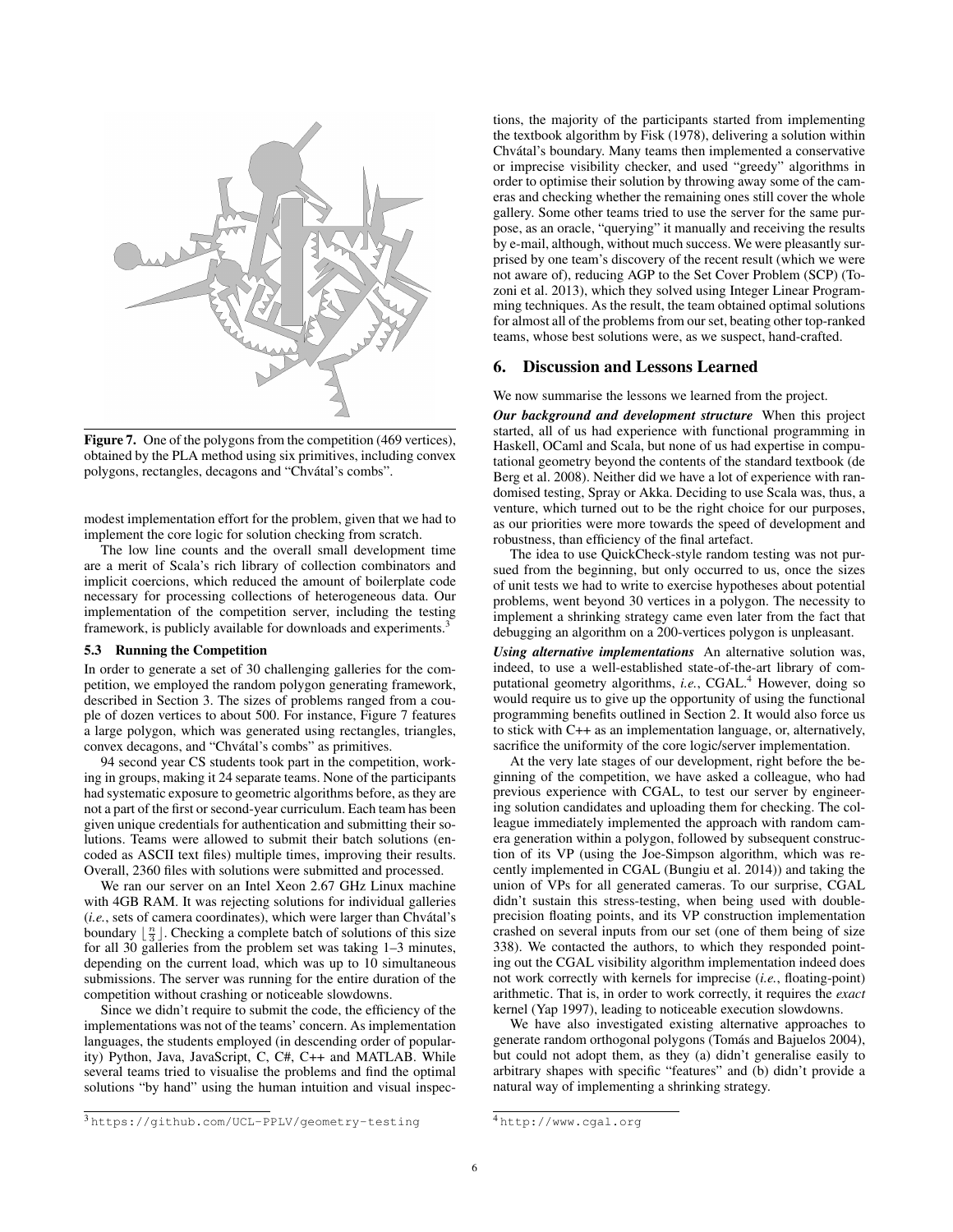Figure 7. One of the polygons from the competition (469 vertices), obtained by the PLA method using six primitives, including convex polygons, rectangles, decagons and "Chvátal's combs".

modest implementation effort for the problem, given that we had to implement the core logic for solution checking from scratch.

The low line counts and the overall small development time are a merit of Scala's rich library of collection combinators and implicit coercions, which reduced the amount of boilerplate code necessary for processing collections of heterogeneous data. Our implementation of the competition server, including the testing framework, is publicly available for downloads and experiments.[3]

### 5.3 Running the Competition

In order to generate a set of 30 challenging galleries for the competition, we employed the random polygon generating framework, described in Section 3. The sizes of problems ranged from a couple of dozen vertices to about 500. For instance, Figure 7 features a large polygon, which was generated using rectangles, triangles, convex decagons, and "Chvátal's combs" as primitives.

94 second year CS students took part in the competition, working in groups, making it 24 separate teams. None of the participants had systematic exposure to geometric algorithms before, as they are not a part of the first or second-year curriculum. Each team has been given unique credentials for authentication and submitting their solutions. Teams were allowed to submit their batch solutions (encoded as ASCII text files) multiple times, improving their results. Overall, 2360 files with solutions were submitted and processed.

We ran our server on an Intel Xeon 2.67 GHz Linux machine with 4GB RAM. It was rejecting solutions for individual galleries (*i.e.*, sets of camera coordinates), which were larger than Chvátal's boundary $\lfloor \frac{n}{3} \rfloor$. Checking a complete batch of solutions of this size for all 30 galleries from the problem set was taking 1–3 minutes, depending on the current load, which was up to 10 simultaneous submissions. The server was running for the entire duration of the competition without crashing or noticeable slowdowns.

Since we didn't require to submit the code, the efficiency of the implementations was not of the teams' concern. As implementation languages, the students employed (in descending order of popularity) Python, Java, JavaScript, C, C#, C++ and MATLAB. While several teams tried to visualise the problems and find the optimal solutions "by hand" using the human intuition and visual inspections, the majority of the participants started from implementing the textbook algorithm by Fisk (1978), delivering a solution within Chvátal's boundary. Many teams then implemented a conservative or imprecise visibility checker, and used "greedy" algorithms in order to optimise their solution by throwing away some of the cameras and checking whether the remaining ones still cover the whole gallery. Some other teams tried to use the server for the same purpose, as an oracle, "querying" it manually and receiving the results by e-mail, although, without much success. We were pleasantly surprised by one team's discovery of the recent result (which we were not aware of), reducing AGP to the Set Cover Problem (SCP) (Tozoni et al. 2013), which they solved using Integer Linear Programming techniques. As the result, the team obtained optimal solutions for almost all of the problems from our set, beating other top-ranked teams, whose best solutions were, as we suspect, hand-crafted.

## 6. Discussion and Lessons Learned

We now summarise the lessons we learned from the project.

***Our background and development structure*** When this project started, all of us had experience with functional programming in Haskell, OCaml and Scala, but none of us had expertise in computational geometry beyond the contents of the standard textbook (de Berg et al. 2008). Neither did we have a lot of experience with randomised testing, Spray or Akka. Deciding to use Scala was, thus, a venture, which turned out to be the right choice for our purposes, as our priorities were more towards the speed of development and robustness, than efficiency of the final artefact.

The idea to use QuickCheck-style random testing was not pursued from the beginning, but only occurred to us, once the sizes of unit tests we had to write to exercise hypotheses about potential problems, went beyond 30 vertices in a polygon. The necessity to implement a shrinking strategy came even later from the fact that debugging an algorithm on a 200-vertices polygon is unpleasant.

***Using alternative implementations*** An alternative solution was, indeed, to use a well-established state-of-the-art library of computational geometry algorithms, *i.e.*, CGAL.[4] However, doing so would require us to give up the opportunity of using the functional programming benefits outlined in Section 2. It would also force us to stick with C++ as an implementation language, or, alternatively, sacrifice the uniformity of the core logic/server implementation.

At the very late stages of our development, right before the beginning of the competition, we have asked a colleague, who had previous experience with CGAL, to test our server by engineering solution candidates and uploading them for checking. The colleague immediately implemented the approach with random camera generation within a polygon, followed by subsequent construction of its VP (using the Joe-Simpson algorithm, which was recently implemented in CGAL (Bungiu et al. 2014)) and taking the union of VPs for all generated cameras. To our surprise, CGAL didn't sustain this stress-testing, when being used with double-precision floating points, and its VP construction implementation crashed on several inputs from our set (one of them being of size 338). We contacted the authors, to which they responded pointing out the CGAL visibility algorithm implementation indeed does not work correctly with kernels for imprecise (*i.e.*, floating-point) arithmetic. That is, in order to work correctly, it requires the *exact* kernel (Yap 1997), leading to noticeable execution slowdowns.

We have also investigated existing alternative approaches to generate random orthogonal polygons (Tomás and Bajuelos 2004), but could not adopt them, as they (a) didn't generalise easily to arbitrary shapes with specific "features" and (b) didn't provide a natural way of implementing a shrinking strategy.

[3] https://github.com/UCL-PPLV/geometry-testing

[4] http://www.cgal.org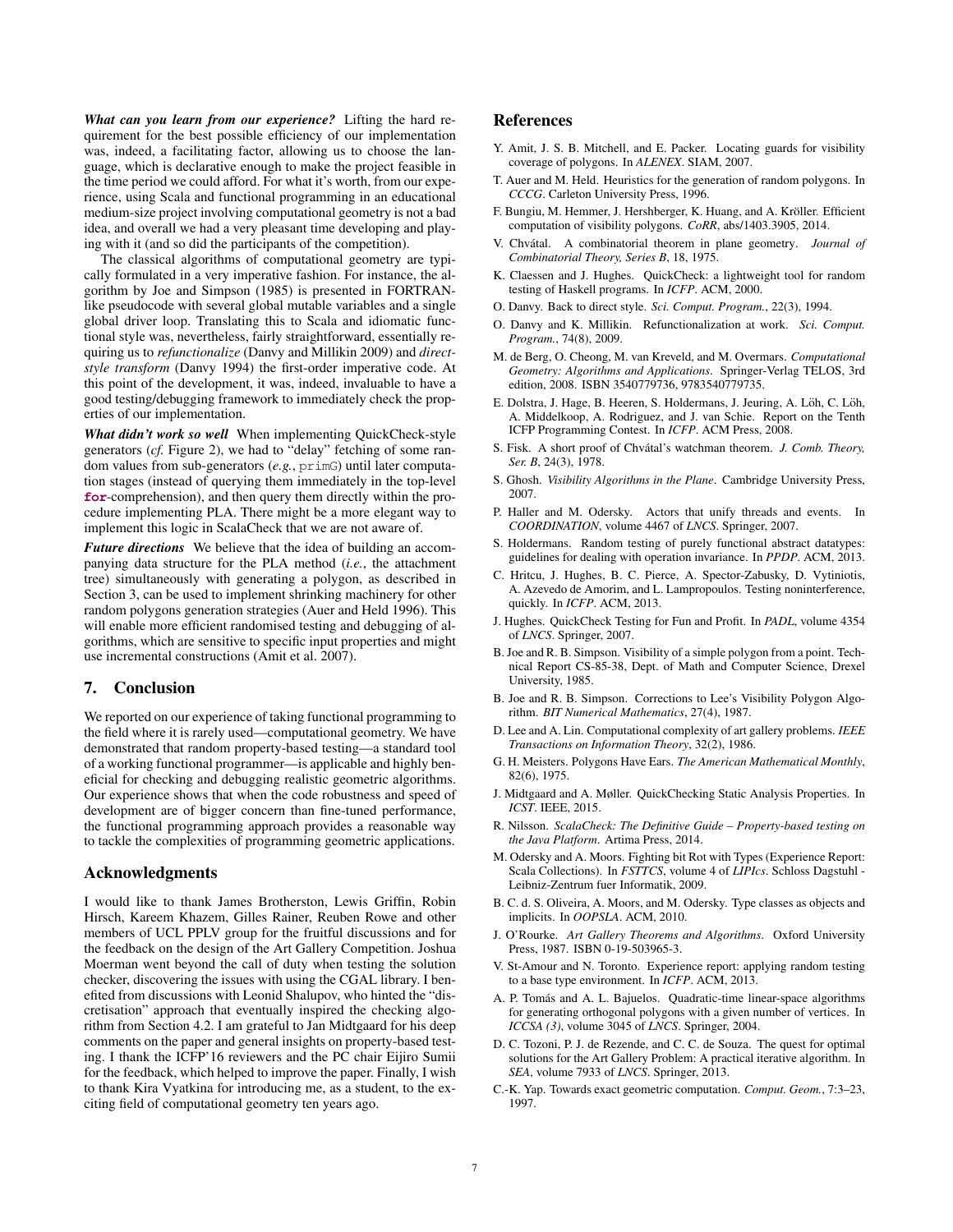***What can you learn from our experience?*** Lifting the hard requirement for the best possible efficiency of our implementation was, indeed, a facilitating factor, allowing us to choose the language, which is declarative enough to make the project feasible in the time period we could afford. For what it's worth, from our experience, using Scala and functional programming in an educational medium-size project involving computational geometry is not a bad idea, and overall we had a very pleasant time developing and playing with it (and so did the participants of the competition).

The classical algorithms of computational geometry are typically formulated in a very imperative fashion. For instance, the algorithm by Joe and Simpson (1985) is presented in FORTRAN-like pseudocode with several global mutable variables and a single global driver loop. Translating this to Scala and idiomatic functional style was, nevertheless, fairly straightforward, essentially requiring us to *refunctionalize* (Danvy and Millikin 2009) and *direct-style transform* (Danvy 1994) the first-order imperative code. At this point of the development, it was, indeed, invaluable to have a good testing/debugging framework to immediately check the properties of our implementation.

***What didn't work so well*** When implementing QuickCheck-style generators (*cf.* Figure 2), we had to "delay" fetching of some random values from sub-generators (*e.g.*, `primG`) until later computation stages (instead of querying them immediately in the top-level **`for`**-comprehension), and then query them directly within the procedure implementing PLA. There might be a more elegant way to implement this logic in ScalaCheck that we are not aware of.

***Future directions*** We believe that the idea of building an accompanying data structure for the PLA method (*i.e.*, the attachment tree) simultaneously with generating a polygon, as described in Section 3, can be used to implement shrinking machinery for other random polygons generation strategies (Auer and Held 1996). This will enable more efficient randomised testing and debugging of algorithms, which are sensitive to specific input properties and might use incremental constructions (Amit et al. 2007).

## 7. Conclusion

We reported on our experience of taking functional programming to the field where it is rarely used—computational geometry. We have demonstrated that random property-based testing—a standard tool of a working functional programmer—is applicable and highly beneficial for checking and debugging realistic geometric algorithms. Our experience shows that when the code robustness and speed of development are of bigger concern than fine-tuned performance, the functional programming approach provides a reasonable way to tackle the complexities of programming geometric applications.

## Acknowledgments

I would like to thank James Brotherston, Lewis Griffin, Robin Hirsch, Kareem Khazem, Gilles Rainer, Reuben Rowe and other members of UCL PPLV group for the fruitful discussions and for the feedback on the design of the Art Gallery Competition. Joshua Moerman went beyond the call of duty when testing the solution checker, discovering the issues with using the CGAL library. I benefited from discussions with Leonid Shalupov, who hinted the "discretisation" approach that eventually inspired the checking algorithm from Section 4.2. I am grateful to Jan Midtgaard for his deep comments on the paper and general insights on property-based testing. I thank the ICFP'16 reviewers and the PC chair Eijiro Sumii for the feedback, which helped to improve the paper. Finally, I wish to thank Kira Vyatkina for introducing me, as a student, to the exciting field of computational geometry ten years ago.

## References

Y. Amit, J. S. B. Mitchell, and E. Packer. Locating guards for visibility coverage of polygons. In *ALENEX*. SIAM, 2007.

T. Auer and M. Held. Heuristics for the generation of random polygons. In *CCCG*. Carleton University Press, 1996.

F. Bungiu, M. Hemmer, J. Hershberger, K. Huang, and A. Kröller. Efficient computation of visibility polygons. *CoRR*, abs/1403.3905, 2014.

V. Chvátal. A combinatorial theorem in plane geometry. *Journal of Combinatorial Theory, Series B*, 18, 1975.

K. Claessen and J. Hughes. QuickCheck: a lightweight tool for random testing of Haskell programs. In *ICFP*. ACM, 2000.

O. Danvy. Back to direct style. *Sci. Comput. Program.*, 22(3), 1994.

O. Danvy and K. Millikin. Refunctionalization at work. *Sci. Comput. Program.*, 74(8), 2009.

M. de Berg, O. Cheong, M. van Kreveld, and M. Overmars. *Computational Geometry: Algorithms and Applications*. Springer-Verlag TELOS, 3rd edition, 2008. ISBN 3540779736, 9783540779735.

E. Dolstra, J. Hage, B. Heeren, S. Holdermans, J. Jeuring, A. Löh, C. Löh, A. Middelkoop, A. Rodriguez, and J. van Schie. Report on the Tenth ICFP Programming Contest. In *ICFP*. ACM Press, 2008.

S. Fisk. A short proof of Chvátal's watchman theorem. *J. Comb. Theory, Ser. B*, 24(3), 1978.

S. Ghosh. *Visibility Algorithms in the Plane*. Cambridge University Press, 2007.

P. Haller and M. Odersky. Actors that unify threads and events. In *COORDINATION*, volume 4467 of *LNCS*. Springer, 2007.

S. Holdermans. Random testing of purely functional abstract datatypes: guidelines for dealing with operation invariance. In *PPDP*. ACM, 2013.

C. Hritcu, J. Hughes, B. C. Pierce, A. Spector-Zabusky, D. Vytiniotis, A. Azevedo de Amorim, and L. Lampropoulos. Testing noninterference, quickly. In *ICFP*. ACM, 2013.

J. Hughes. QuickCheck Testing for Fun and Profit. In *PADL*, volume 4354 of *LNCS*. Springer, 2007.

B. Joe and R. B. Simpson. Visibility of a simple polygon from a point. Technical Report CS-85-38, Dept. of Math and Computer Science, Drexel University, 1985.

B. Joe and R. B. Simpson. Corrections to Lee's Visibility Polygon Algorithm. *BIT Numerical Mathematics*, 27(4), 1987.

D. Lee and A. Lin. Computational complexity of art gallery problems. *IEEE Transactions on Information Theory*, 32(2), 1986.

G. H. Meisters. Polygons Have Ears. *The American Mathematical Monthly*, 82(6), 1975.

J. Midtgaard and A. Møller. QuickChecking Static Analysis Properties. In *ICST*. IEEE, 2015.

R. Nilsson. *ScalaCheck: The Definitive Guide – Property-based testing on the Java Platform*. Artima Press, 2014.

M. Odersky and A. Moors. Fighting bit Rot with Types (Experience Report: Scala Collections). In *FSTTCS*, volume 4 of *LIPIcs*. Schloss Dagstuhl - Leibniz-Zentrum fuer Informatik, 2009.

B. C. d. S. Oliveira, A. Moors, and M. Odersky. Type classes as objects and implicits. In *OOPSLA*. ACM, 2010.

J. O'Rourke. *Art Gallery Theorems and Algorithms*. Oxford University Press, 1987. ISBN 0-19-503965-3.

V. St-Amour and N. Toronto. Experience report: applying random testing to a base type environment. In *ICFP*. ACM, 2013.

A. P. Tomás and A. L. Bajuelos. Quadratic-time linear-space algorithms for generating orthogonal polygons with a given number of vertices. In *ICCSA (3)*, volume 3045 of *LNCS*. Springer, 2004.

D. C. Tozoni, P. J. de Rezende, and C. C. de Souza. The quest for optimal solutions for the Art Gallery Problem: A practical iterative algorithm. In *SEA*, volume 7933 of *LNCS*. Springer, 2013.

C.-K. Yap. Towards exact geometric computation. *Comput. Geom.*, 7:3–23, 1997.